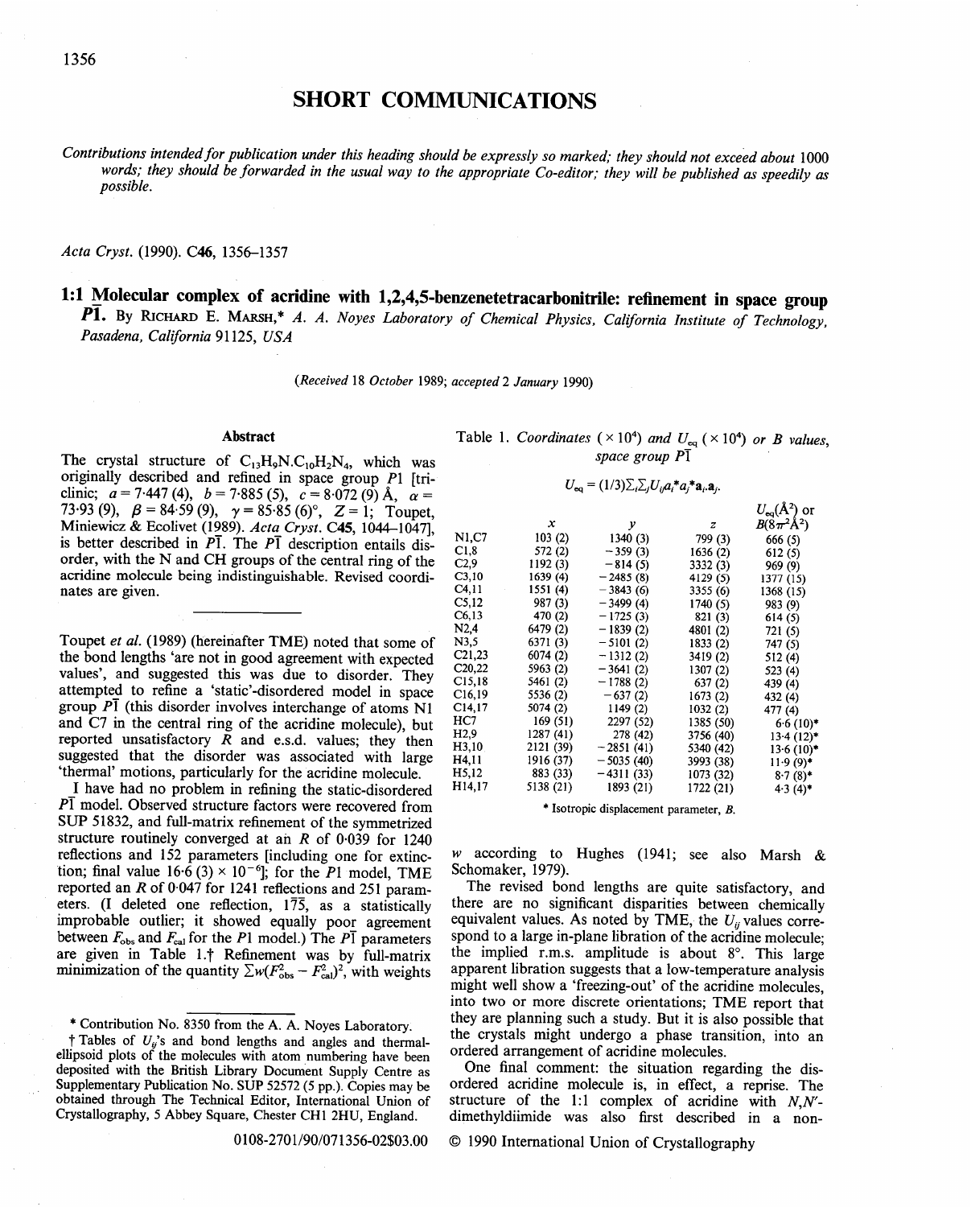# SHORT COMMUNICATIONS

*Contributions intended for publication under this heading should be expressly so marked; they should not exceed about 1000 words; they should be forwarded in the usual way to the appropriate Co-editor; they will be published as speedily as possible.*

*Acta Cryst.* (1990). C46, 1356–1357

## 1:1 Molecular complex of acridine with 1,2,4,5-benzenetetracarbonitrile: refinement in space group $P\bar{1}$.

By Richard E. Marsh,* *A. A. Noyes Laboratory of Chemical Physics, California Institute of Technology, Pasadena, California 91125, USA*

*(Received 18 October 1989; accepted 2 January 1990)*

### Abstract

The crystal structure of $C_{13}H_9N.C_{10}H_2N_4$, which was originally described and refined in space group $P1$ [triclinic; $a = 7{\cdot}447$ (4), $b = 7{\cdot}885$ (5), $c = 8{\cdot}072$ (9) Å, $\alpha = 73{\cdot}93$ (9), $\beta = 84{\cdot}59$ (9), $\gamma = 85{\cdot}85$ (6)°, $Z = 1$; Toupet, Miniewicz & Ecolivet (1989). *Acta Cryst.* C45, 1044–1047], is better described in $P\bar{1}$. The $P\bar{1}$ description entails disorder, with the N and CH groups of the central ring of the acridine molecule being indistinguishable. Revised coordinates are given.

---

Toupet *et al.* (1989) (hereinafter TME) noted that some of the bond lengths 'are not in good agreement with expected values', and suggested this was due to disorder. They attempted to refine a 'static'-disordered model in space group $P\bar{1}$ (this disorder involves interchange of atoms N1 and C7 in the central ring of the acridine molecule), but reported unsatisfactory $R$ and e.s.d. values; they then suggested that the disorder was associated with large 'thermal' motions, particularly for the acridine molecule.

I have had no problem in refining the static-disordered $P\bar{1}$ model. Observed structure factors were recovered from SUP 51832, and full-matrix refinement of the symmetrized structure routinely converged at an $R$ of 0·039 for 1240 reflections and 152 parameters [including one for extinction; final value 16·6 (3) × $10^{-6}$]; for the $P1$ model, TME reported an $R$ of 0·047 for 1241 reflections and 251 parameters. (I deleted one reflection, $1\bar{7}\bar{5}$, as a statistically improbable outlier; it showed equally poor agreement between $F_{obs}$ and $F_{cal}$ for the $P1$ model.) The $P\bar{1}$ parameters are given in Table 1.† Refinement was by full-matrix minimization of the quantity $\sum w(F^2_{obs} - F^2_{cal})^2$, with weights $w$ according to Hughes (1941; see also Marsh & Schomaker, 1979).

Table 1. *Coordinates (× $10^4$) and $U_{eq}$ (× $10^4$) or B values, space group $P\bar{1}$*

$$U_{eq} = (1/3)\sum_i\sum_j U_{ij}a_i^*a_j^*\mathbf{a}_i.\mathbf{a}_j.$$

| | $x$ | $y$ | $z$ | $U_{eq}$(Å²) or $B(8\pi^2$Å²) |
|---|---|---|---|---|
| N1,C7 | 103 (2) | 1340 (3) | 799 (3) | 666 (5) |
| C1,8 | 572 (2) | −359 (3) | 1636 (2) | 612 (5) |
| C2,9 | 1192 (3) | −814 (5) | 3332 (3) | 969 (9) |
| C3,10 | 1639 (4) | −2485 (8) | 4129 (5) | 1377 (15) |
| C4,11 | 1551 (4) | −3843 (6) | 3355 (6) | 1368 (15) |
| C5,12 | 987 (3) | −3499 (4) | 1740 (5) | 983 (9) |
| C6,13 | 470 (2) | −1725 (3) | 821 (3) | 614 (5) |
| N2,4 | 6479 (2) | −1839 (2) | 4801 (2) | 721 (5) |
| N3,5 | 6371 (3) | −5101 (2) | 1833 (2) | 747 (5) |
| C21,23 | 6074 (2) | −1312 (2) | 3419 (2) | 512 (4) |
| C20,22 | 5963 (2) | −3641 (2) | 1307 (2) | 523 (4) |
| C15,18 | 5461 (2) | −1788 (2) | 637 (2) | 439 (4) |
| C16,19 | 5536 (2) | −637 (2) | 1673 (2) | 432 (4) |
| C14,17 | 5074 (2) | 1149 (2) | 1032 (2) | 477 (4) |
| HC7 | 169 (51) | 2297 (52) | 1385 (50) | 6·6 (10)* |
| H2,9 | 1287 (41) | 278 (42) | 3756 (40) | 13·4 (12)* |
| H3,10 | 2121 (39) | −2851 (41) | 5340 (42) | 13·6 (10)* |
| H4,11 | 1916 (37) | −5035 (40) | 3993 (38) | 11·9 (9)* |
| H5,12 | 883 (33) | −4311 (33) | 1073 (32) | 8·7 (8)* |
| H14,17 | 5138 (21) | 1893 (21) | 1722 (21) | 4·3 (4)* |

\* Isotropic displacement parameter, $B$.

The revised bond lengths are quite satisfactory, and there are no significant disparities between chemically equivalent values. As noted by TME, the $U_{ij}$ values correspond to a large in-plane libration of the acridine molecule; the implied r.m.s. amplitude is about 8°. This large apparent libration suggests that a low-temperature analysis might well show a 'freezing-out' of the acridine molecules, into two or more discrete orientations; TME report that they are planning such a study. But it is also possible that the crystals might undergo a phase transition, into an ordered arrangement of acridine molecules.

One final comment: the situation regarding the disordered acridine molecule is, in effect, a reprise. The structure of the 1:1 complex of acridine with $N,N'$-dimethyldiimide was also first described in a non-

---

\* Contribution No. 8350 from the A. A. Noyes Laboratory.

† Tables of $U_{ij}$'s and bond lengths and angles and thermal-ellipsoid plots of the molecules with atom numbering have been deposited with the British Library Document Supply Centre as Supplementary Publication No. SUP 52572 (5 pp.). Copies may be obtained through The Technical Editor, International Union of Crystallography, 5 Abbey Square, Chester CH1 2HU, England.

0108-2701/90/071356-02$03.00 © 1990 International Union of Crystallography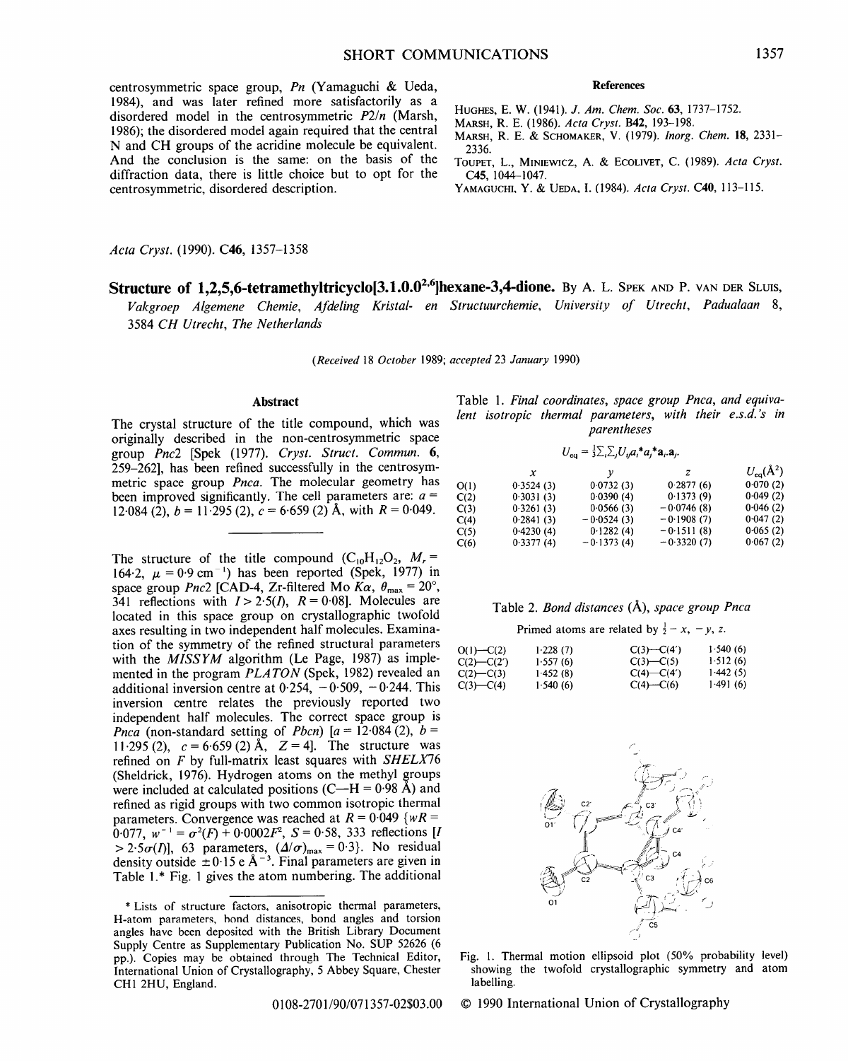centrosymmetric space group, *Pn* (Yamaguchi & Ueda, 1984), and was later refined more satisfactorily as a disordered model in the centrosymmetric *P*2/*n* (Marsh, 1986); the disordered model again required that the central N and CH groups of the acridine molecule be equivalent. And the conclusion is the same: on the basis of the diffraction data, there is little choice but to opt for the centrosymmetric, disordered description.

### References

HUGHES, E. W. (1941). *J. Am. Chem. Soc.* **63**, 1737–1752.
MARSH, R. E. (1986). *Acta Cryst.* B**42**, 193–198.
MARSH, R. E. & SCHOMAKER, V. (1979). *Inorg. Chem.* **18**, 2331–2336.
TOUPET, L., MINIEWICZ, A. & ECOLIVET, C. (1989). *Acta Cryst.* C**45**, 1044–1047.
YAMAGUCHI, Y. & UEDA, I. (1984). *Acta Cryst.* C**40**, 113–115.

---

*Acta Cryst.* (1990). C**46**, 1357–1358

## Structure of 1,2,5,6-tetramethyltricyclo[3.1.0.0$^{2,6}$]hexane-3,4-dione.

By A. L. SPEK AND P. VAN DER SLUIS, *Vakgroep Algemene Chemie, Afdeling Kristal- en Structuurchemie, University of Utrecht, Padualaan 8, 3584 CH Utrecht, The Netherlands*

(*Received 18 October 1989; accepted 23 January 1990*)

### Abstract

The crystal structure of the title compound, which was originally described in the non-centrosymmetric space group *Pnc*2 [Spek (1977). *Cryst. Struct. Commun.* **6**, 259–262], has been refined successfully in the centrosymmetric space group *Pnca*. The molecular geometry has been improved significantly. The cell parameters are: $a$ = 12·084 (2), $b$ = 11·295 (2), $c$ = 6·659 (2) Å, with $R$ = 0·049.

---

The structure of the title compound ($C_{10}H_{12}O_2$, $M_r$ = 164·2, $\mu$ = 0·9 cm$^{-1}$) has been reported (Spek, 1977) in space group *Pnc*2 [CAD-4, Zr-filtered Mo $K\alpha$, $\theta_{max}$ = 20°, 341 reflections with $I > 2·5(I)$, $R$ = 0·08]. Molecules are located in this space group on crystallographic twofold axes resulting in two independent half molecules. Examination of the symmetry of the refined structural parameters with the *MISSYM* algorithm (Le Page, 1987) as implemented in the program *PLATON* (Spek, 1982) revealed an additional inversion centre at 0·254, −0·509, −0·244. This inversion centre relates the previously reported two independent half molecules. The correct space group is *Pnca* (non-standard setting of *Pbcn*) [$a$ = 12·084 (2), $b$ = 11·295 (2), $c$ = 6·659 (2) Å, $Z$ = 4]. The structure was refined on $F$ by full-matrix least squares with *SHELX*76 (Sheldrick, 1976). Hydrogen atoms on the methyl groups were included at calculated positions (C—H = 0·98 Å) and refined as rigid groups with two common isotropic thermal parameters. Convergence was reached at $R$ = 0·049 {$wR$ = 0·077, $w^{-1} = \sigma^2(F) + 0·0002F^2$, $S$ = 0·58, 333 reflections [$I > 2·5\sigma(I)$], 63 parameters, $(\Delta/\sigma)_{max}$ = 0·3}. No residual density outside ±0·15 e Å$^{-3}$. Final parameters are given in Table 1.* Fig. 1 gives the atom numbering. The additional

\* Lists of structure factors, anisotropic thermal parameters, H-atom parameters, bond distances, bond angles and torsion angles have been deposited with the British Library Document Supply Centre as Supplementary Publication No. SUP 52626 (6 pp.). Copies may be obtained through The Technical Editor, International Union of Crystallography, 5 Abbey Square, Chester CH1 2HU, England.

Table 1. *Final coordinates, space group Pnca, and equivalent isotropic thermal parameters, with their e.s.d.'s in parentheses*

$$U_{eq} = \tfrac{1}{3}\sum_i\sum_j U_{ij}a_i^*a_j^*\mathbf{a}_i.\mathbf{a}_j.$$

| | $x$ | $y$ | $z$ | $U_{eq}$(Å$^2$) |
|---|---|---|---|---|
| O(1) | 0·3524 (3) | 0·0732 (3) | 0·2877 (6) | 0·070 (2) |
| C(2) | 0·3031 (3) | 0·0390 (4) | 0·1373 (9) | 0·049 (2) |
| C(3) | 0·3261 (3) | 0·0566 (3) | −0·0746 (8) | 0·046 (2) |
| C(4) | 0·2841 (3) | −0·0524 (3) | −0·1908 (7) | 0·047 (2) |
| C(5) | 0·4230 (4) | 0·1282 (4) | −0·1511 (8) | 0·065 (2) |
| C(6) | 0·3377 (4) | −0·1373 (4) | −0·3320 (7) | 0·067 (2) |

Table 2. *Bond distances (Å), space group Pnca*

Primed atoms are related by ½ − $x$, −$y$, $z$.

| | | | |
|---|---|---|---|
| O(1)—C(2) | 1·228 (7) | C(3)—C(4′) | 1·540 (6) |
| C(2)—C(2′) | 1·557 (6) | C(3)—C(5) | 1·512 (6) |
| C(2)—C(3) | 1·452 (8) | C(4)—C(4′) | 1·442 (5) |
| C(3)—C(4) | 1·540 (6) | C(4)—C(6) | 1·491 (6) |

C2′ C3′ O1′ C4′ C4 C2 C3 C6 O1 C5

Fig. 1. Thermal motion ellipsoid plot (50% probability level) showing the twofold crystallographic symmetry and atom labelling.

0108-2701/90/071357-02$03.00 © 1990 International Union of Crystallography